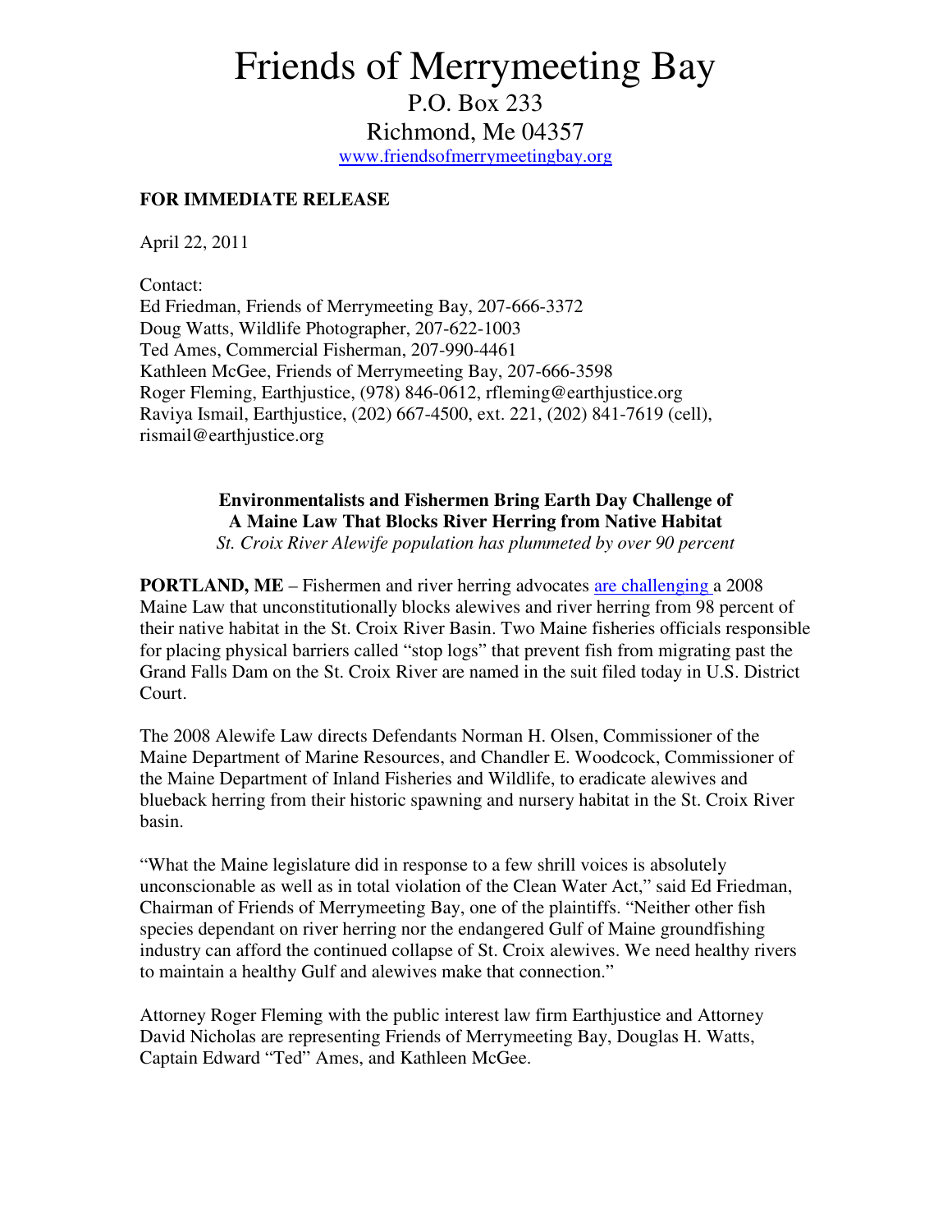# Friends of Merrymeeting Bay

P.O. Box 233
Richmond, Me 04357
www.friendsofmerrymeetingbay.org

**FOR IMMEDIATE RELEASE**

April 22, 2011

Contact:
Ed Friedman, Friends of Merrymeeting Bay, 207-666-3372
Doug Watts, Wildlife Photographer, 207-622-1003
Ted Ames, Commercial Fisherman, 207-990-4461
Kathleen McGee, Friends of Merrymeeting Bay, 207-666-3598
Roger Fleming, Earthjustice, (978) 846-0612, rfleming@earthjustice.org
Raviya Ismail, Earthjustice, (202) 667-4500, ext. 221, (202) 841-7619 (cell), rismail@earthjustice.org

**Environmentalists and Fishermen Bring Earth Day Challenge of A Maine Law That Blocks River Herring from Native Habitat**

*St. Croix River Alewife population has plummeted by over 90 percent*

**PORTLAND, ME** – Fishermen and river herring advocates are challenging a 2008 Maine Law that unconstitutionally blocks alewives and river herring from 98 percent of their native habitat in the St. Croix River Basin. Two Maine fisheries officials responsible for placing physical barriers called "stop logs" that prevent fish from migrating past the Grand Falls Dam on the St. Croix River are named in the suit filed today in U.S. District Court.

The 2008 Alewife Law directs Defendants Norman H. Olsen, Commissioner of the Maine Department of Marine Resources, and Chandler E. Woodcock, Commissioner of the Maine Department of Inland Fisheries and Wildlife, to eradicate alewives and blueback herring from their historic spawning and nursery habitat in the St. Croix River basin.

"What the Maine legislature did in response to a few shrill voices is absolutely unconscionable as well as in total violation of the Clean Water Act," said Ed Friedman, Chairman of Friends of Merrymeeting Bay, one of the plaintiffs. "Neither other fish species dependant on river herring nor the endangered Gulf of Maine groundfishing industry can afford the continued collapse of St. Croix alewives. We need healthy rivers to maintain a healthy Gulf and alewives make that connection."

Attorney Roger Fleming with the public interest law firm Earthjustice and Attorney David Nicholas are representing Friends of Merrymeeting Bay, Douglas H. Watts, Captain Edward "Ted" Ames, and Kathleen McGee.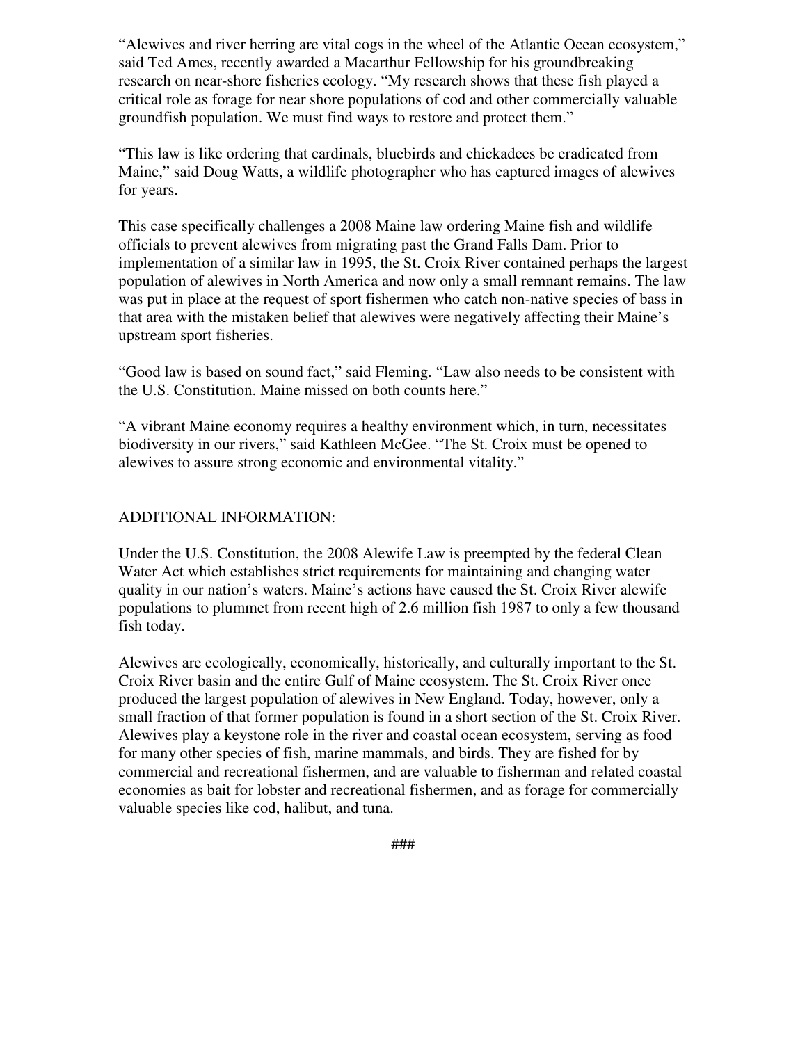"Alewives and river herring are vital cogs in the wheel of the Atlantic Ocean ecosystem," said Ted Ames, recently awarded a Macarthur Fellowship for his groundbreaking research on near-shore fisheries ecology. "My research shows that these fish played a critical role as forage for near shore populations of cod and other commercially valuable groundfish population. We must find ways to restore and protect them."

"This law is like ordering that cardinals, bluebirds and chickadees be eradicated from Maine," said Doug Watts, a wildlife photographer who has captured images of alewives for years.

This case specifically challenges a 2008 Maine law ordering Maine fish and wildlife officials to prevent alewives from migrating past the Grand Falls Dam. Prior to implementation of a similar law in 1995, the St. Croix River contained perhaps the largest population of alewives in North America and now only a small remnant remains. The law was put in place at the request of sport fishermen who catch non-native species of bass in that area with the mistaken belief that alewives were negatively affecting their Maine's upstream sport fisheries.

"Good law is based on sound fact," said Fleming. "Law also needs to be consistent with the U.S. Constitution. Maine missed on both counts here."

"A vibrant Maine economy requires a healthy environment which, in turn, necessitates biodiversity in our rivers," said Kathleen McGee. "The St. Croix must be opened to alewives to assure strong economic and environmental vitality."

ADDITIONAL INFORMATION:

Under the U.S. Constitution, the 2008 Alewife Law is preempted by the federal Clean Water Act which establishes strict requirements for maintaining and changing water quality in our nation's waters. Maine's actions have caused the St. Croix River alewife populations to plummet from recent high of 2.6 million fish 1987 to only a few thousand fish today.

Alewives are ecologically, economically, historically, and culturally important to the St. Croix River basin and the entire Gulf of Maine ecosystem. The St. Croix River once produced the largest population of alewives in New England. Today, however, only a small fraction of that former population is found in a short section of the St. Croix River. Alewives play a keystone role in the river and coastal ocean ecosystem, serving as food for many other species of fish, marine mammals, and birds. They are fished for by commercial and recreational fishermen, and are valuable to fisherman and related coastal economies as bait for lobster and recreational fishermen, and as forage for commercially valuable species like cod, halibut, and tuna.

###